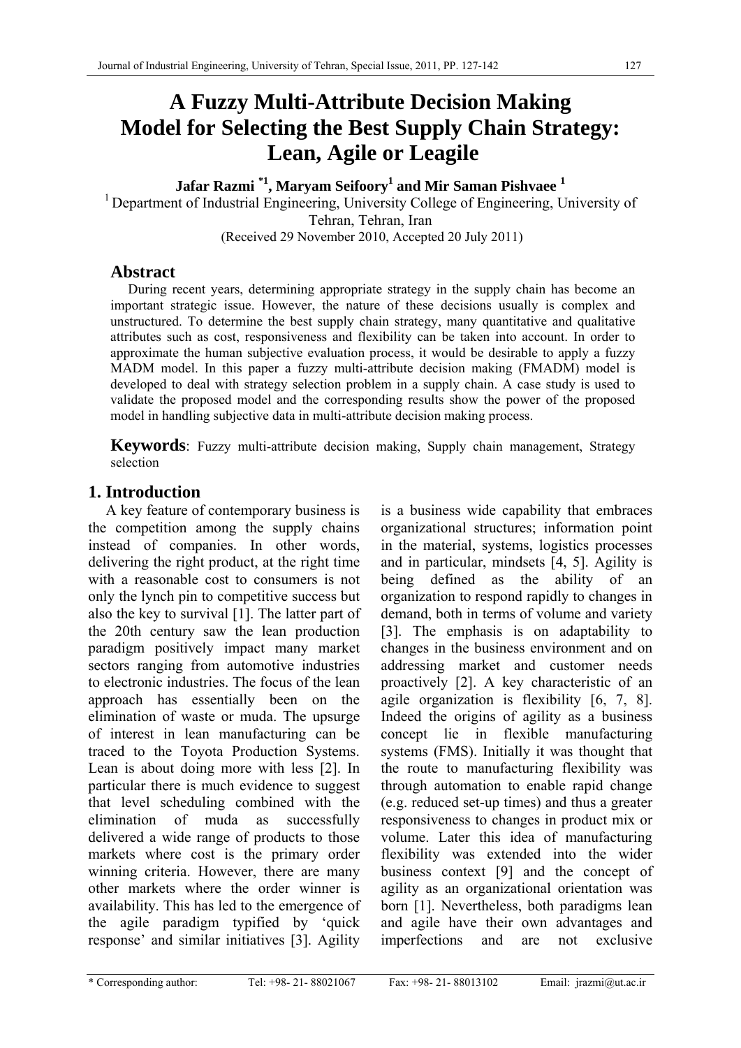# A Fuzzy Multi-Attribute Decision Making Model for Selecting the Best Supply Chain Strategy: Lean, Agile or Leagile

**Jafar Razmi [*1], Maryam Seifoory[1] and Mir Saman Pishvaee [1]**

[1] Department of Industrial Engineering, University College of Engineering, University of Tehran, Tehran, Iran

(Received 29 November 2010, Accepted 20 July 2011)

## Abstract

During recent years, determining appropriate strategy in the supply chain has become an important strategic issue. However, the nature of these decisions usually is complex and unstructured. To determine the best supply chain strategy, many quantitative and qualitative attributes such as cost, responsiveness and flexibility can be taken into account. In order to approximate the human subjective evaluation process, it would be desirable to apply a fuzzy MADM model. In this paper a fuzzy multi-attribute decision making (FMADM) model is developed to deal with strategy selection problem in a supply chain. A case study is used to validate the proposed model and the corresponding results show the power of the proposed model in handling subjective data in multi-attribute decision making process.

**Keywords**: Fuzzy multi-attribute decision making, Supply chain management, Strategy selection

## 1. Introduction

A key feature of contemporary business is the competition among the supply chains instead of companies. In other words, delivering the right product, at the right time with a reasonable cost to consumers is not only the lynch pin to competitive success but also the key to survival [1]. The latter part of the 20th century saw the lean production paradigm positively impact many market sectors ranging from automotive industries to electronic industries. The focus of the lean approach has essentially been on the elimination of waste or muda. The upsurge of interest in lean manufacturing can be traced to the Toyota Production Systems. Lean is about doing more with less [2]. In particular there is much evidence to suggest that level scheduling combined with the elimination of muda as successfully delivered a wide range of products to those markets where cost is the primary order winning criteria. However, there are many other markets where the order winner is availability. This has led to the emergence of the agile paradigm typified by 'quick response' and similar initiatives [3]. Agility is a business wide capability that embraces organizational structures; information point in the material, systems, logistics processes and in particular, mindsets [4, 5]. Agility is being defined as the ability of an organization to respond rapidly to changes in demand, both in terms of volume and variety [3]. The emphasis is on adaptability to changes in the business environment and on addressing market and customer needs proactively [2]. A key characteristic of an agile organization is flexibility [6, 7, 8]. Indeed the origins of agility as a business concept lie in flexible manufacturing systems (FMS). Initially it was thought that the route to manufacturing flexibility was through automation to enable rapid change (e.g. reduced set-up times) and thus a greater responsiveness to changes in product mix or volume. Later this idea of manufacturing flexibility was extended into the wider business context [9] and the concept of agility as an organizational orientation was born [1]. Nevertheless, both paradigms lean and agile have their own advantages and imperfections and are not exclusive

\* Corresponding author: Tel: +98- 21- 88021067 Fax: +98- 21- 88013102 Email: jrazmi@ut.ac.ir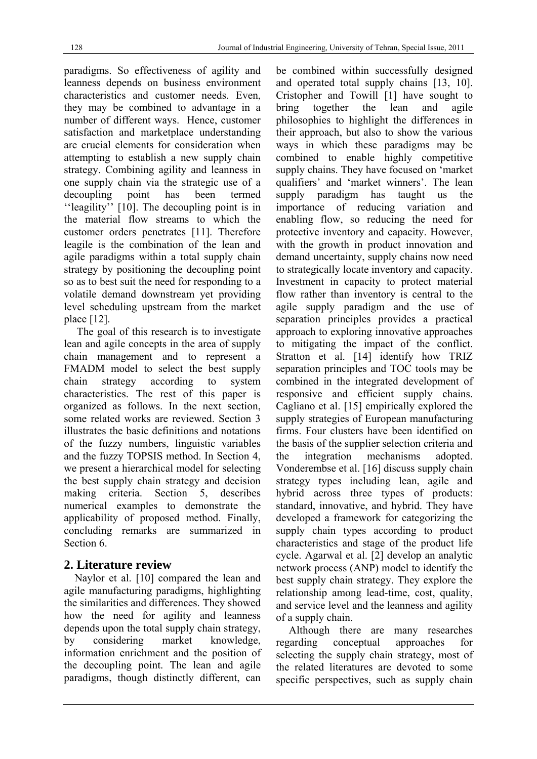paradigms. So effectiveness of agility and leanness depends on business environment characteristics and customer needs. Even, they may be combined to advantage in a number of different ways. Hence, customer satisfaction and marketplace understanding are crucial elements for consideration when attempting to establish a new supply chain strategy. Combining agility and leanness in one supply chain via the strategic use of a decoupling point has been termed ''leagility'' [10]. The decoupling point is in the material flow streams to which the customer orders penetrates [11]. Therefore leagile is the combination of the lean and agile paradigms within a total supply chain strategy by positioning the decoupling point so as to best suit the need for responding to a volatile demand downstream yet providing level scheduling upstream from the market place [12].

The goal of this research is to investigate lean and agile concepts in the area of supply chain management and to represent a FMADM model to select the best supply chain strategy according to system characteristics. The rest of this paper is organized as follows. In the next section, some related works are reviewed. Section 3 illustrates the basic definitions and notations of the fuzzy numbers, linguistic variables and the fuzzy TOPSIS method. In Section 4, we present a hierarchical model for selecting the best supply chain strategy and decision making criteria. Section 5, describes numerical examples to demonstrate the applicability of proposed method. Finally, concluding remarks are summarized in Section 6.

## 2. Literature review

Naylor et al. [10] compared the lean and agile manufacturing paradigms, highlighting the similarities and differences. They showed how the need for agility and leanness depends upon the total supply chain strategy, by considering market knowledge, information enrichment and the position of the decoupling point. The lean and agile paradigms, though distinctly different, can be combined within successfully designed and operated total supply chains [13, 10]. Cristopher and Towill [1] have sought to bring together the lean and agile philosophies to highlight the differences in their approach, but also to show the various ways in which these paradigms may be combined to enable highly competitive supply chains. They have focused on 'market qualifiers' and 'market winners'. The lean supply paradigm has taught us the importance of reducing variation and enabling flow, so reducing the need for protective inventory and capacity. However, with the growth in product innovation and demand uncertainty, supply chains now need to strategically locate inventory and capacity. Investment in capacity to protect material flow rather than inventory is central to the agile supply paradigm and the use of separation principles provides a practical approach to exploring innovative approaches to mitigating the impact of the conflict. Stratton et al. [14] identify how TRIZ separation principles and TOC tools may be combined in the integrated development of responsive and efficient supply chains. Cagliano et al. [15] empirically explored the supply strategies of European manufacturing firms. Four clusters have been identified on the basis of the supplier selection criteria and the integration mechanisms adopted. Vonderembse et al. [16] discuss supply chain strategy types including lean, agile and hybrid across three types of products: standard, innovative, and hybrid. They have developed a framework for categorizing the supply chain types according to product characteristics and stage of the product life cycle. Agarwal et al. [2] develop an analytic network process (ANP) model to identify the best supply chain strategy. They explore the relationship among lead-time, cost, quality, and service level and the leanness and agility of a supply chain.

Although there are many researches regarding conceptual approaches for selecting the supply chain strategy, most of the related literatures are devoted to some specific perspectives, such as supply chain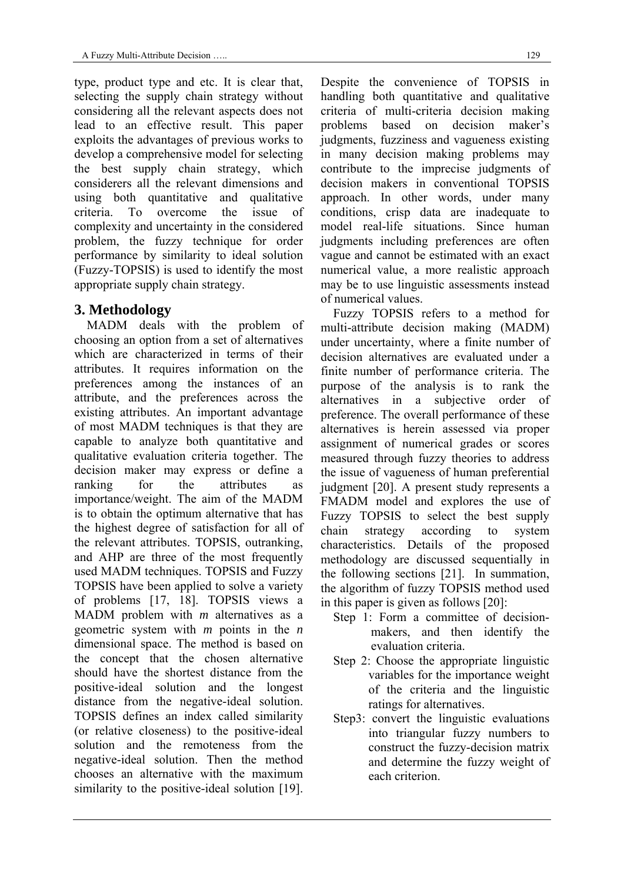type, product type and etc. It is clear that, selecting the supply chain strategy without considering all the relevant aspects does not lead to an effective result. This paper exploits the advantages of previous works to develop a comprehensive model for selecting the best supply chain strategy, which considerers all the relevant dimensions and using both quantitative and qualitative criteria. To overcome the issue of complexity and uncertainty in the considered problem, the fuzzy technique for order performance by similarity to ideal solution (Fuzzy-TOPSIS) is used to identify the most appropriate supply chain strategy.

## 3. Methodology

MADM deals with the problem of choosing an option from a set of alternatives which are characterized in terms of their attributes. It requires information on the preferences among the instances of an attribute, and the preferences across the existing attributes. An important advantage of most MADM techniques is that they are capable to analyze both quantitative and qualitative evaluation criteria together. The decision maker may express or define a ranking for the attributes as importance/weight. The aim of the MADM is to obtain the optimum alternative that has the highest degree of satisfaction for all of the relevant attributes. TOPSIS, outranking, and AHP are three of the most frequently used MADM techniques. TOPSIS and Fuzzy TOPSIS have been applied to solve a variety of problems [17, 18]. TOPSIS views a MADM problem with *m* alternatives as a geometric system with *m* points in the *n* dimensional space. The method is based on the concept that the chosen alternative should have the shortest distance from the positive-ideal solution and the longest distance from the negative-ideal solution. TOPSIS defines an index called similarity (or relative closeness) to the positive-ideal solution and the remoteness from the negative-ideal solution. Then the method chooses an alternative with the maximum similarity to the positive-ideal solution [19]. Despite the convenience of TOPSIS in handling both quantitative and qualitative criteria of multi-criteria decision making problems based on decision maker's judgments, fuzziness and vagueness existing in many decision making problems may contribute to the imprecise judgments of decision makers in conventional TOPSIS approach. In other words, under many conditions, crisp data are inadequate to model real-life situations. Since human judgments including preferences are often vague and cannot be estimated with an exact numerical value, a more realistic approach may be to use linguistic assessments instead of numerical values.

Fuzzy TOPSIS refers to a method for multi-attribute decision making (MADM) under uncertainty, where a finite number of decision alternatives are evaluated under a finite number of performance criteria. The purpose of the analysis is to rank the alternatives in a subjective order of preference. The overall performance of these alternatives is herein assessed via proper assignment of numerical grades or scores measured through fuzzy theories to address the issue of vagueness of human preferential judgment [20]. A present study represents a FMADM model and explores the use of Fuzzy TOPSIS to select the best supply chain strategy according to system characteristics. Details of the proposed methodology are discussed sequentially in the following sections [21]. In summation, the algorithm of fuzzy TOPSIS method used in this paper is given as follows [20]:

- Step 1: Form a committee of decision-makers, and then identify the evaluation criteria.
- Step 2: Choose the appropriate linguistic variables for the importance weight of the criteria and the linguistic ratings for alternatives.
- Step3: convert the linguistic evaluations into triangular fuzzy numbers to construct the fuzzy-decision matrix and determine the fuzzy weight of each criterion.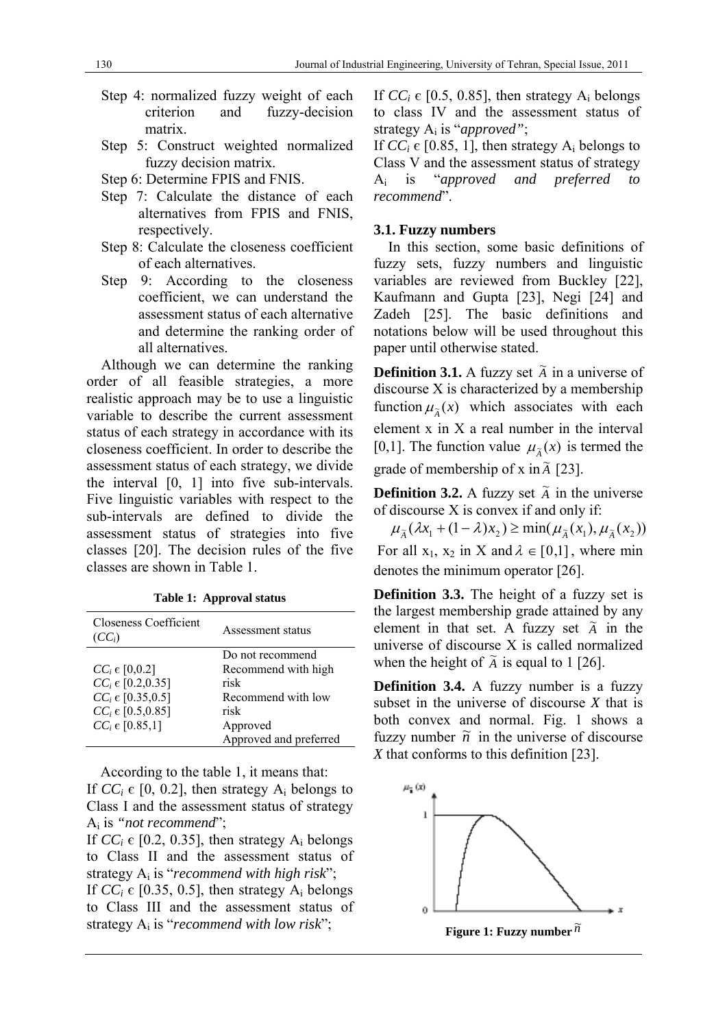Step 4: normalized fuzzy weight of each criterion and fuzzy-decision matrix.

Step 5: Construct weighted normalized fuzzy decision matrix.

Step 6: Determine FPIS and FNIS.

Step 7: Calculate the distance of each alternatives from FPIS and FNIS, respectively.

Step 8: Calculate the closeness coefficient of each alternatives.

Step 9: According to the closeness coefficient, we can understand the assessment status of each alternative and determine the ranking order of all alternatives.

Although we can determine the ranking order of all feasible strategies, a more realistic approach may be to use a linguistic variable to describe the current assessment status of each strategy in accordance with its closeness coefficient. In order to describe the assessment status of each strategy, we divide the interval [0, 1] into five sub-intervals. Five linguistic variables with respect to the sub-intervals are defined to divide the assessment status of strategies into five classes [20]. The decision rules of the five classes are shown in Table 1.

**Table 1: Approval status**

| Closeness Coefficient ($CC_i$) | Assessment status |
|---|---|
| $CC_i$ є [0,0.2] | Do not recommend |
| $CC_i$ є [0.2,0.35] | Recommend with high risk |
| $CC_i$ є [0.35,0.5] | Recommend with low risk |
| $CC_i$ є [0.5,0.85] | Approved |
| $CC_i$ є [0.85,1] | Approved and preferred |

According to the table 1, it means that:

If $CC_i$ є [0, 0.2], then strategy $A_i$ belongs to Class I and the assessment status of strategy $A_i$ is *"not recommend*";

If $CC_i$ є [0.2, 0.35], then strategy $A_i$ belongs to Class II and the assessment status of strategy $A_i$ is "*recommend with high risk*";

If $CC_i$ є [0.35, 0.5], then strategy $A_i$ belongs to Class III and the assessment status of strategy $A_i$ is "*recommend with low risk*";

If $CC_i$ є [0.5, 0.85], then strategy $A_i$ belongs to class IV and the assessment status of strategy $A_i$ is "*approved"*;

If $CC_i$ є [0.85, 1], then strategy $A_i$ belongs to Class V and the assessment status of strategy $A_i$ is "*approved and preferred to recommend*".

### 3.1. Fuzzy numbers

In this section, some basic definitions of fuzzy sets, fuzzy numbers and linguistic variables are reviewed from Buckley [22], Kaufmann and Gupta [23], Negi [24] and Zadeh [25]. The basic definitions and notations below will be used throughout this paper until otherwise stated.

**Definition 3.1.** A fuzzy set $\tilde{A}$ in a universe of discourse X is characterized by a membership function $\mu_{\tilde{A}}(x)$ which associates with each element x in X a real number in the interval [0,1]. The function value $\mu_{\tilde{A}}(x)$ is termed the grade of membership of x in $\tilde{A}$ [23].

**Definition 3.2.** A fuzzy set $\tilde{A}$ in the universe of discourse X is convex if and only if:

$$\mu_{\tilde{A}}(\lambda x_1 + (1-\lambda)x_2) \geq \min(\mu_{\tilde{A}}(x_1), \mu_{\tilde{A}}(x_2))$$

For all $x_1$, $x_2$ in X and $\lambda \in [0,1]$, where min denotes the minimum operator [26].

**Definition 3.3.** The height of a fuzzy set is the largest membership grade attained by any element in that set. A fuzzy set $\tilde{A}$ in the universe of discourse X is called normalized when the height of $\tilde{A}$ is equal to 1 [26].

**Definition 3.4.** A fuzzy number is a fuzzy subset in the universe of discourse *X* that is both convex and normal. Fig. 1 shows a fuzzy number $\tilde{n}$ in the universe of discourse *X* that conforms to this definition [23].

**Figure 1: Fuzzy number** $\tilde{n}$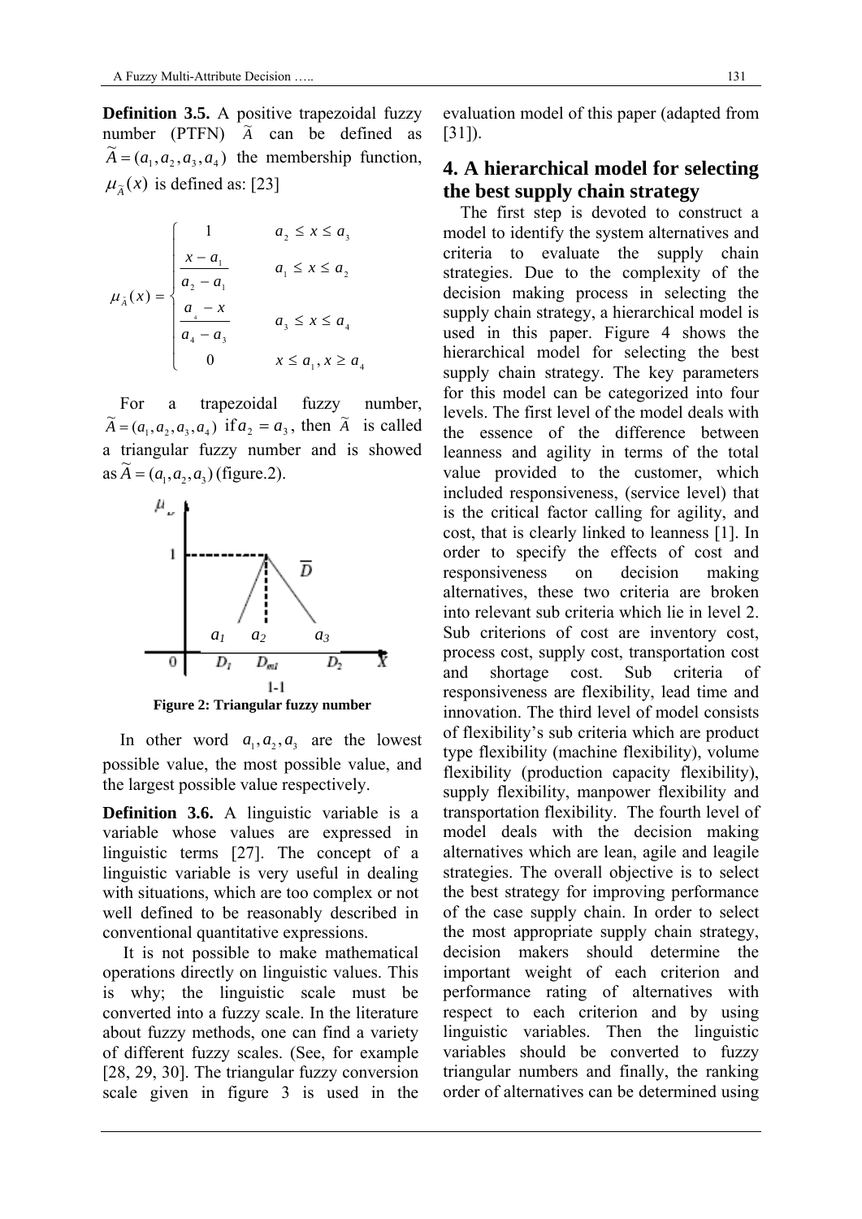**Definition 3.5.** A positive trapezoidal fuzzy number (PTFN) $\widetilde{A}$ can be defined as $\widetilde{A} = (a_1, a_2, a_3, a_4)$ the membership function, $\mu_{\widetilde{A}}(x)$ is defined as: [23]

$$\mu_{\widetilde{A}}(x) = \begin{cases} 1 & a_2 \le x \le a_3 \\ \dfrac{x - a_1}{a_2 - a_1} & a_1 \le x \le a_2 \\ \dfrac{a_4 - x}{a_4 - a_3} & a_3 \le x \le a_4 \\ 0 & x \le a_1, x \ge a_4 \end{cases}$$

For a trapezoidal fuzzy number, $\widetilde{A} = (a_1, a_2, a_3, a_4)$ if $a_2 = a_3$, then $\widetilde{A}$ is called a triangular fuzzy number and is showed as $\widetilde{A} = (a_1, a_2, a_3)$ (figure.2).

**Figure 2: Triangular fuzzy number**

In other word $a_1, a_2, a_3$ are the lowest possible value, the most possible value, and the largest possible value respectively.

**Definition 3.6.** A linguistic variable is a variable whose values are expressed in linguistic terms [27]. The concept of a linguistic variable is very useful in dealing with situations, which are too complex or not well defined to be reasonably described in conventional quantitative expressions.

It is not possible to make mathematical operations directly on linguistic values. This is why; the linguistic scale must be converted into a fuzzy scale. In the literature about fuzzy methods, one can find a variety of different fuzzy scales. (See, for example [28, 29, 30]. The triangular fuzzy conversion scale given in figure 3 is used in the evaluation model of this paper (adapted from [31]).

## 4. A hierarchical model for selecting the best supply chain strategy

The first step is devoted to construct a model to identify the system alternatives and criteria to evaluate the supply chain strategies. Due to the complexity of the decision making process in selecting the supply chain strategy, a hierarchical model is used in this paper. Figure 4 shows the hierarchical model for selecting the best supply chain strategy. The key parameters for this model can be categorized into four levels. The first level of the model deals with the essence of the difference between leanness and agility in terms of the total value provided to the customer, which included responsiveness, (service level) that is the critical factor calling for agility, and cost, that is clearly linked to leanness [1]. In order to specify the effects of cost and responsiveness on decision making alternatives, these two criteria are broken into relevant sub criteria which lie in level 2. Sub criterions of cost are inventory cost, process cost, supply cost, transportation cost and shortage cost. Sub criteria of responsiveness are flexibility, lead time and innovation. The third level of model consists of flexibility's sub criteria which are product type flexibility (machine flexibility), volume flexibility (production capacity flexibility), supply flexibility, manpower flexibility and transportation flexibility. The fourth level of model deals with the decision making alternatives which are lean, agile and leagile strategies. The overall objective is to select the best strategy for improving performance of the case supply chain. In order to select the most appropriate supply chain strategy, decision makers should determine the important weight of each criterion and performance rating of alternatives with respect to each criterion and by using linguistic variables. Then the linguistic variables should be converted to fuzzy triangular numbers and finally, the ranking order of alternatives can be determined using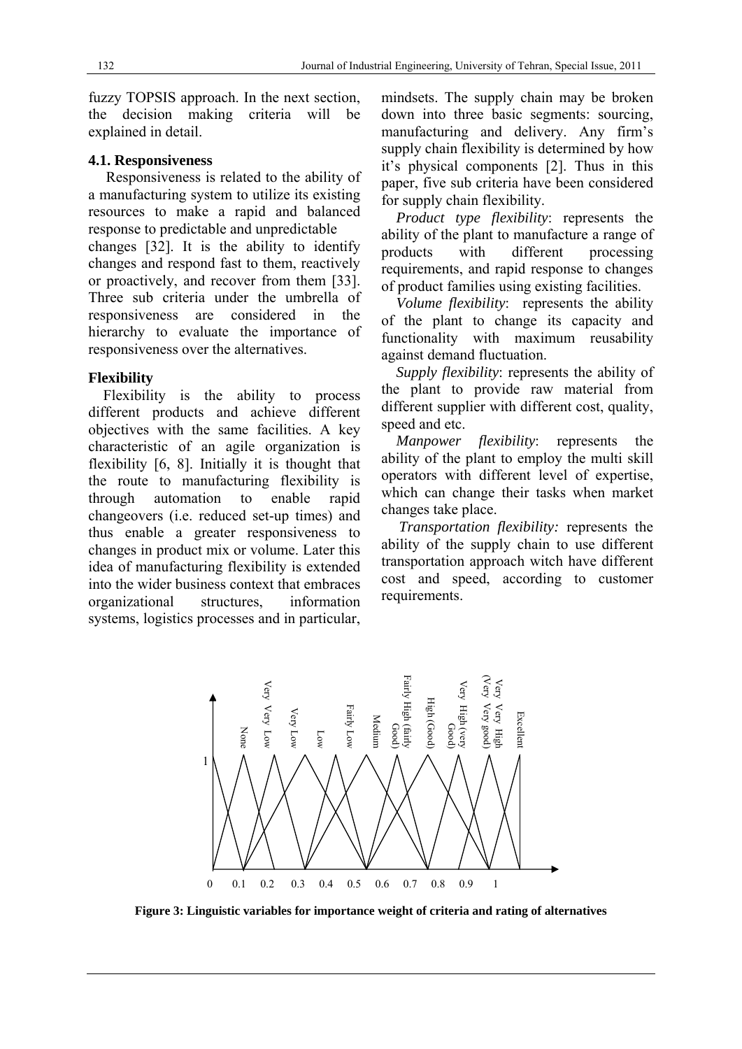fuzzy TOPSIS approach. In the next section, the decision making criteria will be explained in detail.

### 4.1. Responsiveness

Responsiveness is related to the ability of a manufacturing system to utilize its existing resources to make a rapid and balanced response to predictable and unpredictable changes [32]. It is the ability to identify changes and respond fast to them, reactively or proactively, and recover from them [33]. Three sub criteria under the umbrella of responsiveness are considered in the hierarchy to evaluate the importance of responsiveness over the alternatives.

### Flexibility

Flexibility is the ability to process different products and achieve different objectives with the same facilities. A key characteristic of an agile organization is flexibility [6, 8]. Initially it is thought that the route to manufacturing flexibility is through automation to enable rapid changeovers (i.e. reduced set-up times) and thus enable a greater responsiveness to changes in product mix or volume. Later this idea of manufacturing flexibility is extended into the wider business context that embraces organizational structures, information systems, logistics processes and in particular, mindsets. The supply chain may be broken down into three basic segments: sourcing, manufacturing and delivery. Any firm's supply chain flexibility is determined by how it's physical components [2]. Thus in this paper, five sub criteria have been considered for supply chain flexibility.

*Product type flexibility*: represents the ability of the plant to manufacture a range of products with different processing requirements, and rapid response to changes of product families using existing facilities.

*Volume flexibility*: represents the ability of the plant to change its capacity and functionality with maximum reusability against demand fluctuation.

*Supply flexibility*: represents the ability of the plant to provide raw material from different supplier with different cost, quality, speed and etc.

*Manpower flexibility*: represents the ability of the plant to employ the multi skill operators with different level of expertise, which can change their tasks when market changes take place.

*Transportation flexibility:* represents the ability of the supply chain to use different transportation approach witch have different cost and speed, according to customer requirements.

**Figure 3: Linguistic variables for importance weight of criteria and rating of alternatives**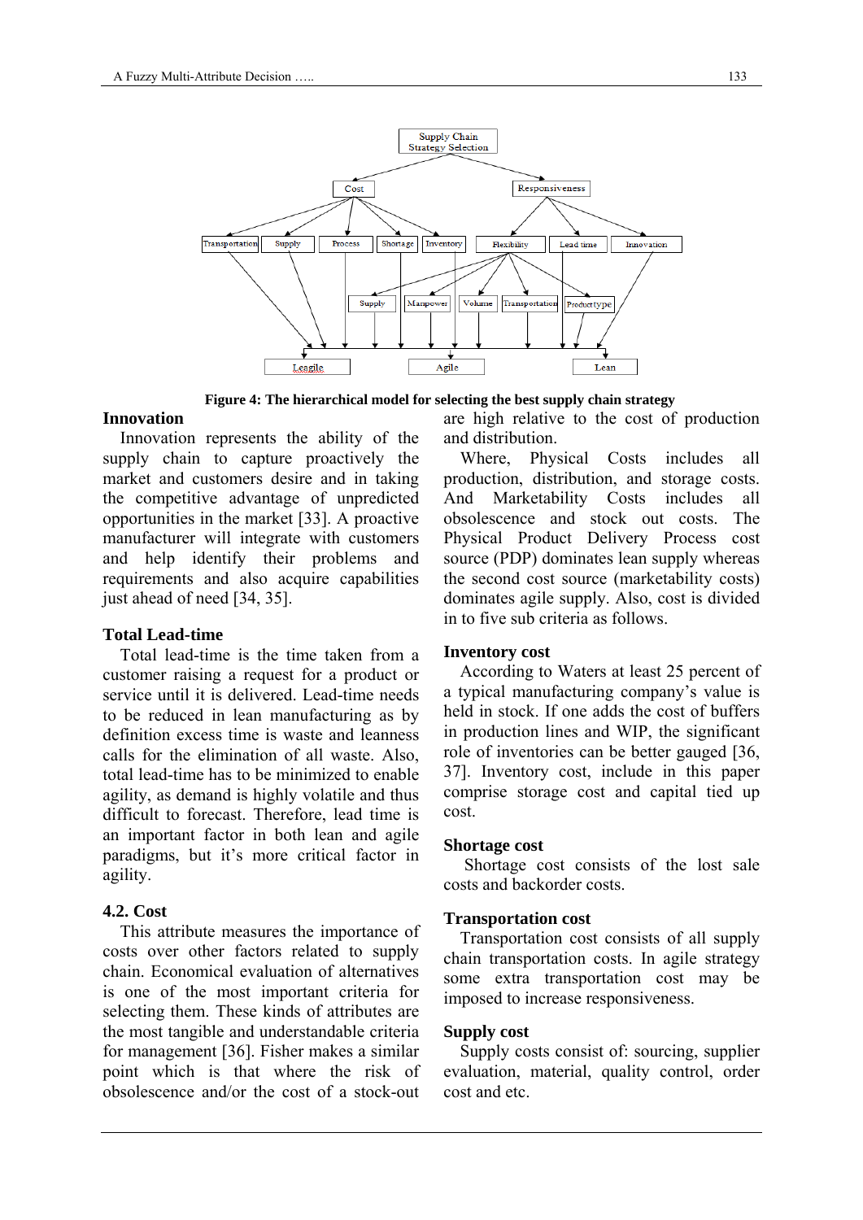**Figure 4: The hierarchical model for selecting the best supply chain strategy**

### Innovation

Innovation represents the ability of the supply chain to capture proactively the market and customers desire and in taking the competitive advantage of unpredicted opportunities in the market [33]. A proactive manufacturer will integrate with customers and help identify their problems and requirements and also acquire capabilities just ahead of need [34, 35].

### Total Lead-time

Total lead-time is the time taken from a customer raising a request for a product or service until it is delivered. Lead-time needs to be reduced in lean manufacturing as by definition excess time is waste and leanness calls for the elimination of all waste. Also, total lead-time has to be minimized to enable agility, as demand is highly volatile and thus difficult to forecast. Therefore, lead time is an important factor in both lean and agile paradigms, but it's more critical factor in agility.

## 4.2. Cost

This attribute measures the importance of costs over other factors related to supply chain. Economical evaluation of alternatives is one of the most important criteria for selecting them. These kinds of attributes are the most tangible and understandable criteria for management [36]. Fisher makes a similar point which is that where the risk of obsolescence and/or the cost of a stock-out are high relative to the cost of production and distribution.

Where, Physical Costs includes all production, distribution, and storage costs. And Marketability Costs includes all obsolescence and stock out costs. The Physical Product Delivery Process cost source (PDP) dominates lean supply whereas the second cost source (marketability costs) dominates agile supply. Also, cost is divided in to five sub criteria as follows.

### Inventory cost

According to Waters at least 25 percent of a typical manufacturing company's value is held in stock. If one adds the cost of buffers in production lines and WIP, the significant role of inventories can be better gauged [36, 37]. Inventory cost, include in this paper comprise storage cost and capital tied up cost.

### Shortage cost

Shortage cost consists of the lost sale costs and backorder costs.

### Transportation cost

Transportation cost consists of all supply chain transportation costs. In agile strategy some extra transportation cost may be imposed to increase responsiveness.

### Supply cost

Supply costs consist of: sourcing, supplier evaluation, material, quality control, order cost and etc.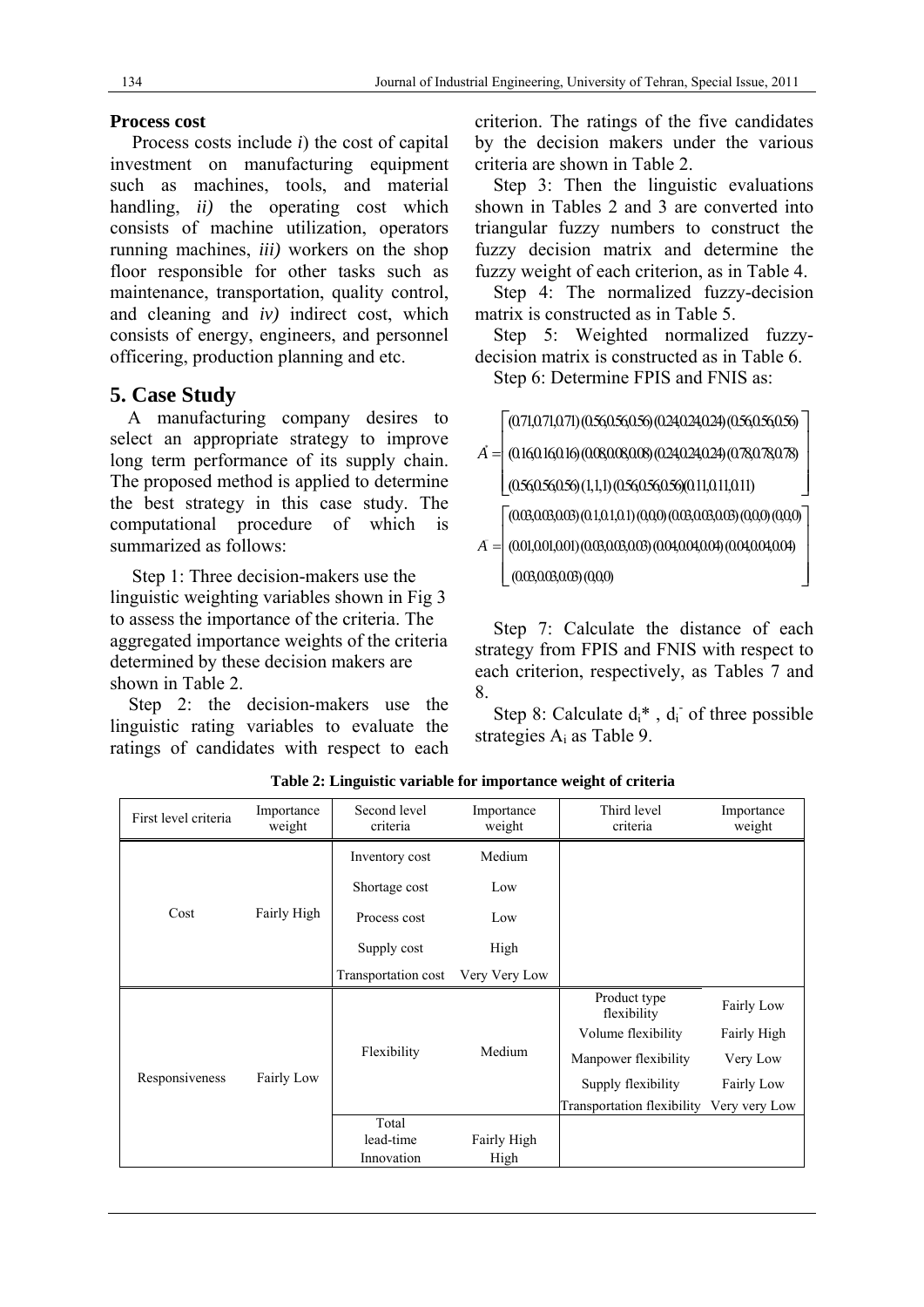### Process cost

Process costs include *i*) the cost of capital investment on manufacturing equipment such as machines, tools, and material handling, *ii)* the operating cost which consists of machine utilization, operators running machines, *iii)* workers on the shop floor responsible for other tasks such as maintenance, transportation, quality control, and cleaning and *iv)* indirect cost, which consists of energy, engineers, and personnel officering, production planning and etc.

## 5. Case Study

A manufacturing company desires to select an appropriate strategy to improve long term performance of its supply chain. The proposed method is applied to determine the best strategy in this case study. The computational procedure of which is summarized as follows:

Step 1: Three decision-makers use the linguistic weighting variables shown in Fig 3 to assess the importance of the criteria. The aggregated importance weights of the criteria determined by these decision makers are shown in Table 2.

Step 2: the decision-makers use the linguistic rating variables to evaluate the ratings of candidates with respect to each criterion. The ratings of the five candidates by the decision makers under the various criteria are shown in Table 2.

Step 3: Then the linguistic evaluations shown in Tables 2 and 3 are converted into triangular fuzzy numbers to construct the fuzzy decision matrix and determine the fuzzy weight of each criterion, as in Table 4.

Step 4: The normalized fuzzy-decision matrix is constructed as in Table 5.

Step 5: Weighted normalized fuzzy-decision matrix is constructed as in Table 6.

Step 6: Determine FPIS and FNIS as:

$$A^{*} = \begin{bmatrix} (0.71,0.71,0.71)\,(0.56,0.56,0.56)\,(0.24,0.24,0.24)\,(0.56,0.56,0.56) \\ (0.16,0.16,0.16)\,(0.08,0.08,0.08)\,(0.24,0.24,0.24)\,(0.78,0.78,0.78) \\ (0.56,0.56,0.56)\,(1,1,1)\,(0.56,0.56,0.56)(0.11,0.11,0.11) \end{bmatrix}$$

$$A^{-} = \begin{bmatrix} (0.03,0.03,0.03)\,(0.1,0.1,0.1)\,(0,0,0)\,(0.03,0.03,0.03)\,(0,0,0)\,(0,0,0) \\ (0.01,0.01,0.01)\,(0.03,0.03,0.03)\,(0.04,0.04,0.04)\,(0.04,0.04,0.04) \\ (0.03,0.03,0.03)\,(0,0,0) \end{bmatrix}$$

Step 7: Calculate the distance of each strategy from FPIS and FNIS with respect to each criterion, respectively, as Tables 7 and 8.

Step 8: Calculate $d_i^*$ , $d_i^-$ of three possible strategies $A_i$ as Table 9.

**Table 2: Linguistic variable for importance weight of criteria**

| First level criteria | Importance weight | Second level criteria | Importance weight | Third level criteria | Importance weight |
|---|---|---|---|---|---|
| Cost | Fairly High | Inventory cost | Medium | | |
| | | Shortage cost | Low | | |
| | | Process cost | Low | | |
| | | Supply cost | High | | |
| | | Transportation cost | Very Very Low | | |
| Responsiveness | Fairly Low | Flexibility | Medium | Product type flexibility | Fairly Low |
| | | | | Volume flexibility | Fairly High |
| | | | | Manpower flexibility | Very Low |
| | | | | Supply flexibility | Fairly Low |
| | | | | Transportation flexibility | Very very Low |
| | | Total lead-time | Fairly High | | |
| | | Innovation | High | | |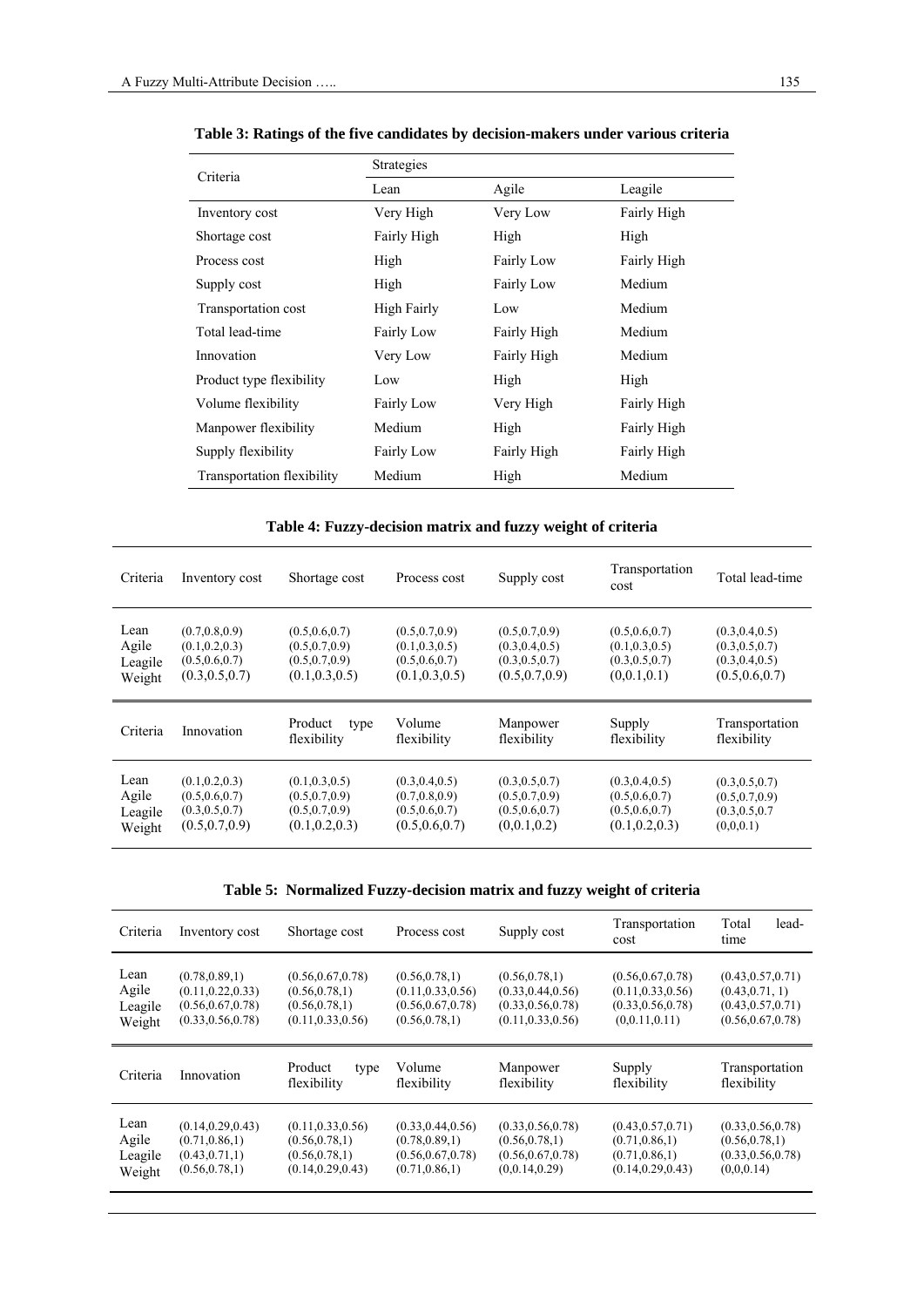**Table 3: Ratings of the five candidates by decision-makers under various criteria**

| Criteria | Strategies | | |
|---|---|---|---|
| | Lean | Agile | Leagile |
| Inventory cost | Very High | Very Low | Fairly High |
| Shortage cost | Fairly High | High | High |
| Process cost | High | Fairly Low | Fairly High |
| Supply cost | High | Fairly Low | Medium |
| Transportation cost | High Fairly | Low | Medium |
| Total lead-time | Fairly Low | Fairly High | Medium |
| Innovation | Very Low | Fairly High | Medium |
| Product type flexibility | Low | High | High |
| Volume flexibility | Fairly Low | Very High | Fairly High |
| Manpower flexibility | Medium | High | Fairly High |
| Supply flexibility | Fairly Low | Fairly High | Fairly High |
| Transportation flexibility | Medium | High | Medium |

**Table 4: Fuzzy-decision matrix and fuzzy weight of criteria**

| Criteria | Inventory cost | Shortage cost | Process cost | Supply cost | Transportation cost | Total lead-time |
|---|---|---|---|---|---|---|
| Lean | (0.7,0.8,0.9) | (0.5,0.6,0.7) | (0.5,0.7,0.9) | (0.5,0.7,0.9) | (0.5,0.6,0.7) | (0.3,0.4,0.5) |
| Agile | (0.1,0.2,0.3) | (0.5,0.7,0.9) | (0.1,0.3,0.5) | (0.3,0.4,0.5) | (0.1,0.3,0.5) | (0.3,0.5,0.7) |
| Leagile | (0.5,0.6,0.7) | (0.5,0.7,0.9) | (0.5,0.6,0.7) | (0.3,0.5,0.7) | (0.3,0.5,0.7) | (0.3,0.4,0.5) |
| Weight | (0.3,0.5,0.7) | (0.1,0.3,0.5) | (0.1,0.3,0.5) | (0.5,0.7,0.9) | (0,0.1,0.1) | (0.5,0.6,0.7) |

| Criteria | Innovation | Product type flexibility | Volume flexibility | Manpower flexibility | Supply flexibility | Transportation flexibility |
|---|---|---|---|---|---|---|
| Lean | (0.1,0.2,0.3) | (0.1,0.3,0.5) | (0.3,0.4,0.5) | (0.3,0.5,0.7) | (0.3,0.4,0.5) | (0.3,0.5,0.7) |
| Agile | (0.5,0.6,0.7) | (0.5,0.7,0.9) | (0.7,0.8,0.9) | (0.5,0.7,0.9) | (0.5,0.6,0.7) | (0.5,0.7,0.9) |
| Leagile | (0.3,0.5,0.7) | (0.5,0.7,0.9) | (0.5,0.6,0.7) | (0.5,0.6,0.7) | (0.5,0.6,0.7) | (0.3,0.5,0.7 |
| Weight | (0.5,0.7,0.9) | (0.1,0.2,0.3) | (0.5,0.6,0.7) | (0,0.1,0.2) | (0.1,0.2,0.3) | (0,0,0.1) |

**Table 5: Normalized Fuzzy-decision matrix and fuzzy weight of criteria**

| Criteria | Inventory cost | Shortage cost | Process cost | Supply cost | Transportation cost | Total lead-time |
|---|---|---|---|---|---|---|
| Lean | (0.78,0.89,1) | (0.56,0.67,0.78) | (0.56,0.78,1) | (0.56,0.78,1) | (0.56,0.67,0.78) | (0.43,0.57,0.71) |
| Agile | (0.11,0.22,0.33) | (0.56,0.78,1) | (0.11,0.33,0.56) | (0.33,0.44,0.56) | (0.11,0.33,0.56) | (0.43,0.71, 1) |
| Leagile | (0.56,0.67,0.78) | (0.56,0.78,1) | (0.56,0.67,0.78) | (0.33,0.56,0.78) | (0.33,0.56,0.78) | (0.43,0.57,0.71) |
| Weight | (0.33,0.56,0.78) | (0.11,0.33,0.56) | (0.56,0.78,1) | (0.11,0.33,0.56) | (0,0.11,0.11) | (0.56,0.67,0.78) |

| Criteria | Innovation | Product type flexibility | Volume flexibility | Manpower flexibility | Supply flexibility | Transportation flexibility |
|---|---|---|---|---|---|---|
| Lean | (0.14,0.29,0.43) | (0.11,0.33,0.56) | (0.33,0.44,0.56) | (0.33,0.56,0.78) | (0.43,0.57,0.71) | (0.33,0.56,0.78) |
| Agile | (0.71,0.86,1) | (0.56,0.78,1) | (0.78,0.89,1) | (0.56,0.78,1) | (0.71,0.86,1) | (0.56,0.78,1) |
| Leagile | (0.43,0.71,1) | (0.56,0.78,1) | (0.56,0.67,0.78) | (0.56,0.67,0.78) | (0.71,0.86,1) | (0.33,0.56,0.78) |
| Weight | (0.56,0.78,1) | (0.14,0.29,0.43) | (0.71,0.86,1) | (0,0.14,0.29) | (0.14,0.29,0.43) | (0,0,0.14) |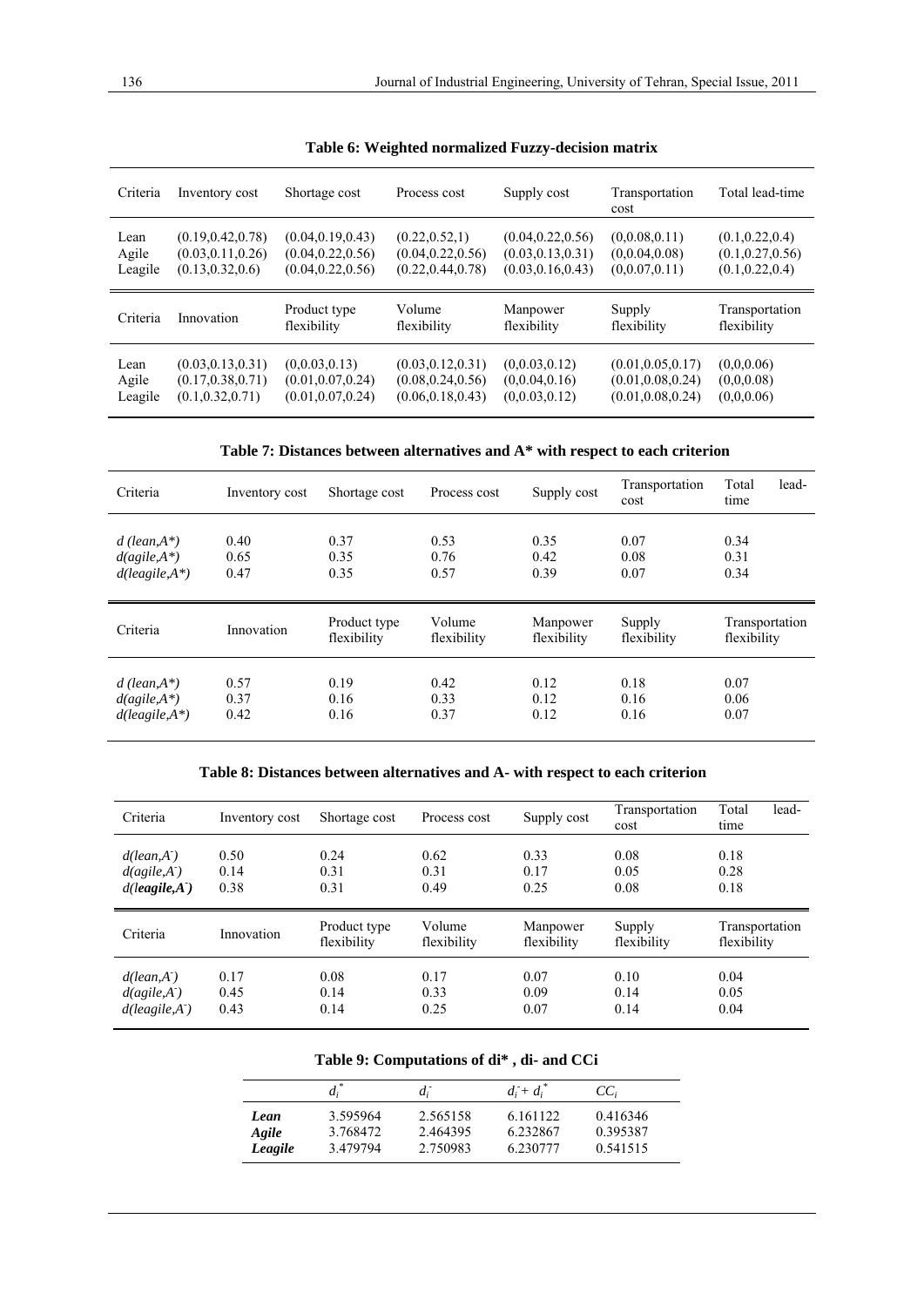**Table 6: Weighted normalized Fuzzy-decision matrix**

| Criteria | Inventory cost | Shortage cost | Process cost | Supply cost | Transportation cost | Total lead-time |
|---|---|---|---|---|---|---|
| Lean | (0.19,0.42,0.78) | (0.04,0.19,0.43) | (0.22,0.52,1) | (0.04,0.22,0.56) | (0,0.08,0.11) | (0.1,0.22,0.4) |
| Agile | (0.03,0.11,0.26) | (0.04,0.22,0.56) | (0.04,0.22,0.56) | (0.03,0.13,0.31) | (0,0.04,0.08) | (0.1,0.27,0.56) |
| Leagile | (0.13,0.32,0.6) | (0.04,0.22,0.56) | (0.22,0.44,0.78) | (0.03,0.16,0.43) | (0,0.07,0.11) | (0.1,0.22,0.4) |

| Criteria | Innovation | Product type flexibility | Volume flexibility | Manpower flexibility | Supply flexibility | Transportation flexibility |
|---|---|---|---|---|---|---|
| Lean | (0.03,0.13,0.31) | (0,0.03,0.13) | (0.03,0.12,0.31) | (0,0.03,0.12) | (0.01,0.05,0.17) | (0,0,0.06) |
| Agile | (0.17,0.38,0.71) | (0.01,0.07,0.24) | (0.08,0.24,0.56) | (0,0.04,0.16) | (0.01,0.08,0.24) | (0,0,0.08) |
| Leagile | (0.1,0.32,0.71) | (0.01,0.07,0.24) | (0.06,0.18,0.43) | (0,0.03,0.12) | (0.01,0.08,0.24) | (0,0,0.06) |

**Table 7: Distances between alternatives and A* with respect to each criterion**

| Criteria | Inventory cost | Shortage cost | Process cost | Supply cost | Transportation cost | Total lead-time |
|---|---|---|---|---|---|---|
| *d (lean,A*)* | 0.40 | 0.37 | 0.53 | 0.35 | 0.07 | 0.34 |
| *d(agile,A*)* | 0.65 | 0.35 | 0.76 | 0.42 | 0.08 | 0.31 |
| *d(leagile,A*)* | 0.47 | 0.35 | 0.57 | 0.39 | 0.07 | 0.34 |

| Criteria | Innovation | Product type flexibility | Volume flexibility | Manpower flexibility | Supply flexibility | Transportation flexibility |
|---|---|---|---|---|---|---|
| *d (lean,A*)* | 0.57 | 0.19 | 0.42 | 0.12 | 0.18 | 0.07 |
| *d(agile,A*)* | 0.37 | 0.16 | 0.33 | 0.12 | 0.16 | 0.06 |
| *d(leagile,A*)* | 0.42 | 0.16 | 0.37 | 0.12 | 0.16 | 0.07 |

**Table 8: Distances between alternatives and A- with respect to each criterion**

| Criteria | Inventory cost | Shortage cost | Process cost | Supply cost | Transportation cost | Total lead-time |
|---|---|---|---|---|---|---|
| $d(lean,A^-)$ | 0.50 | 0.24 | 0.62 | 0.33 | 0.08 | 0.18 |
| $d(agile,A^-)$ | 0.14 | 0.31 | 0.31 | 0.17 | 0.05 | 0.28 |
| $d(leagile,A^-)$ | 0.38 | 0.31 | 0.49 | 0.25 | 0.08 | 0.18 |

| Criteria | Innovation | Product type flexibility | Volume flexibility | Manpower flexibility | Supply flexibility | Transportation flexibility |
|---|---|---|---|---|---|---|
| $d(lean,A^-)$ | 0.17 | 0.08 | 0.17 | 0.07 | 0.10 | 0.04 |
| $d(agile,A^-)$ | 0.45 | 0.14 | 0.33 | 0.09 | 0.14 | 0.05 |
| $d(leagile,A^-)$ | 0.43 | 0.14 | 0.25 | 0.07 | 0.14 | 0.04 |

**Table 9: Computations of di* , di- and CCi**

| | $d_i^*$ | $d_i^-$ | $d_i^- + d_i^*$ | $CC_i$ |
|---|---|---|---|---|
| ***Lean*** | 3.595964 | 2.565158 | 6.161122 | 0.416346 |
| ***Agile*** | 3.768472 | 2.464395 | 6.232867 | 0.395387 |
| ***Leagile*** | 3.479794 | 2.750983 | 6.230777 | 0.541515 |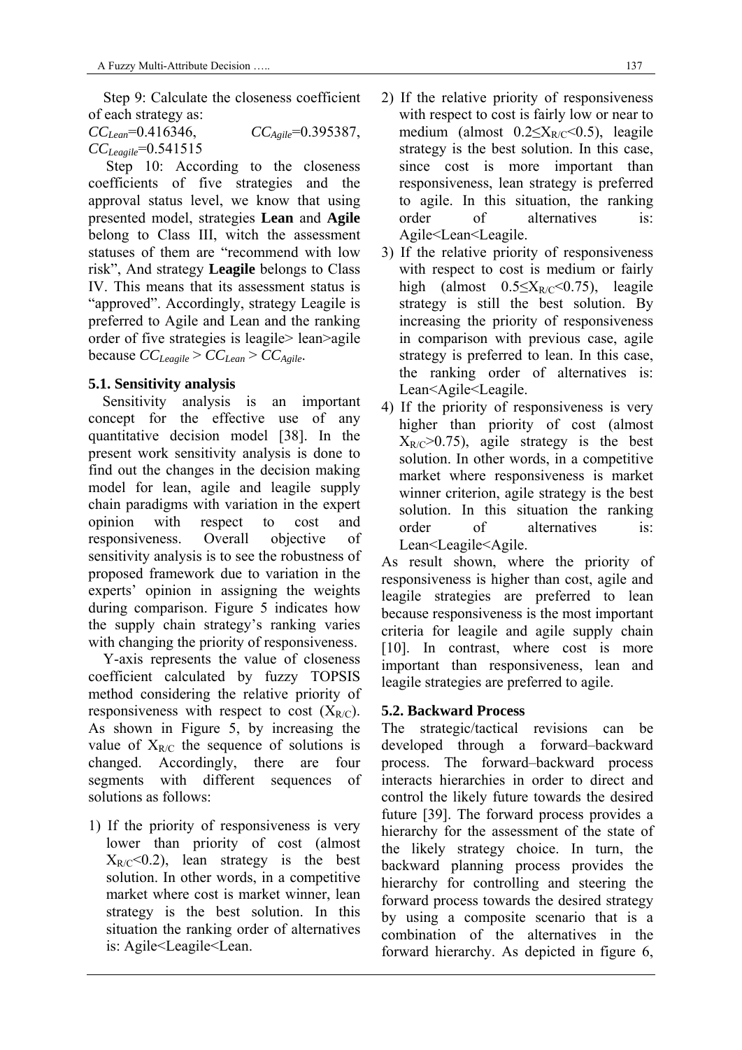Step 9: Calculate the closeness coefficient of each strategy as:

$CC_{Lean}$=0.416346, $CC_{Agile}$=0.395387, $CC_{Leagile}$=0.541515

Step 10: According to the closeness coefficients of five strategies and the approval status level, we know that using presented model, strategies **Lean** and **Agile** belong to Class III, witch the assessment statuses of them are "recommend with low risk", And strategy **Leagile** belongs to Class IV. This means that its assessment status is "approved". Accordingly, strategy Leagile is preferred to Agile and Lean and the ranking order of five strategies is leagile> lean>agile because $CC_{Leagile} > CC_{Lean} > CC_{Agile}$.

### 5.1. Sensitivity analysis

Sensitivity analysis is an important concept for the effective use of any quantitative decision model [38]. In the present work sensitivity analysis is done to find out the changes in the decision making model for lean, agile and leagile supply chain paradigms with variation in the expert opinion with respect to cost and responsiveness. Overall objective of sensitivity analysis is to see the robustness of proposed framework due to variation in the experts' opinion in assigning the weights during comparison. Figure 5 indicates how the supply chain strategy's ranking varies with changing the priority of responsiveness.

Y-axis represents the value of closeness coefficient calculated by fuzzy TOPSIS method considering the relative priority of responsiveness with respect to cost ($X_{R/C}$). As shown in Figure 5, by increasing the value of $X_{R/C}$ the sequence of solutions is changed. Accordingly, there are four segments with different sequences of solutions as follows:

1) If the priority of responsiveness is very lower than priority of cost (almost $X_{R/C}$<0.2), lean strategy is the best solution. In other words, in a competitive market where cost is market winner, lean strategy is the best solution. In this situation the ranking order of alternatives is: Agile<Leagile<Lean.
2) If the relative priority of responsiveness with respect to cost is fairly low or near to medium (almost $0.2 \leq X_{R/C} < 0.5$), leagile strategy is the best solution. In this case, since cost is more important than responsiveness, lean strategy is preferred to agile. In this situation, the ranking order of alternatives is: Agile<Lean<Leagile.
3) If the relative priority of responsiveness with respect to cost is medium or fairly high (almost $0.5 \leq X_{R/C} < 0.75$), leagile strategy is still the best solution. By increasing the priority of responsiveness in comparison with previous case, agile strategy is preferred to lean. In this case, the ranking order of alternatives is: Lean<Agile<Leagile.
4) If the priority of responsiveness is very higher than priority of cost (almost $X_{R/C}$>0.75), agile strategy is the best solution. In other words, in a competitive market where responsiveness is market winner criterion, agile strategy is the best solution. In this situation the ranking order of alternatives is: Lean<Leagile<Agile.

As result shown, where the priority of responsiveness is higher than cost, agile and leagile strategies are preferred to lean because responsiveness is the most important criteria for leagile and agile supply chain [10]. In contrast, where cost is more important than responsiveness, lean and leagile strategies are preferred to agile.

### 5.2. Backward Process

The strategic/tactical revisions can be developed through a forward–backward process. The forward–backward process interacts hierarchies in order to direct and control the likely future towards the desired future [39]. The forward process provides a hierarchy for the assessment of the state of the likely strategy choice. In turn, the backward planning process provides the hierarchy for controlling and steering the forward process towards the desired strategy by using a composite scenario that is a combination of the alternatives in the forward hierarchy. As depicted in figure 6,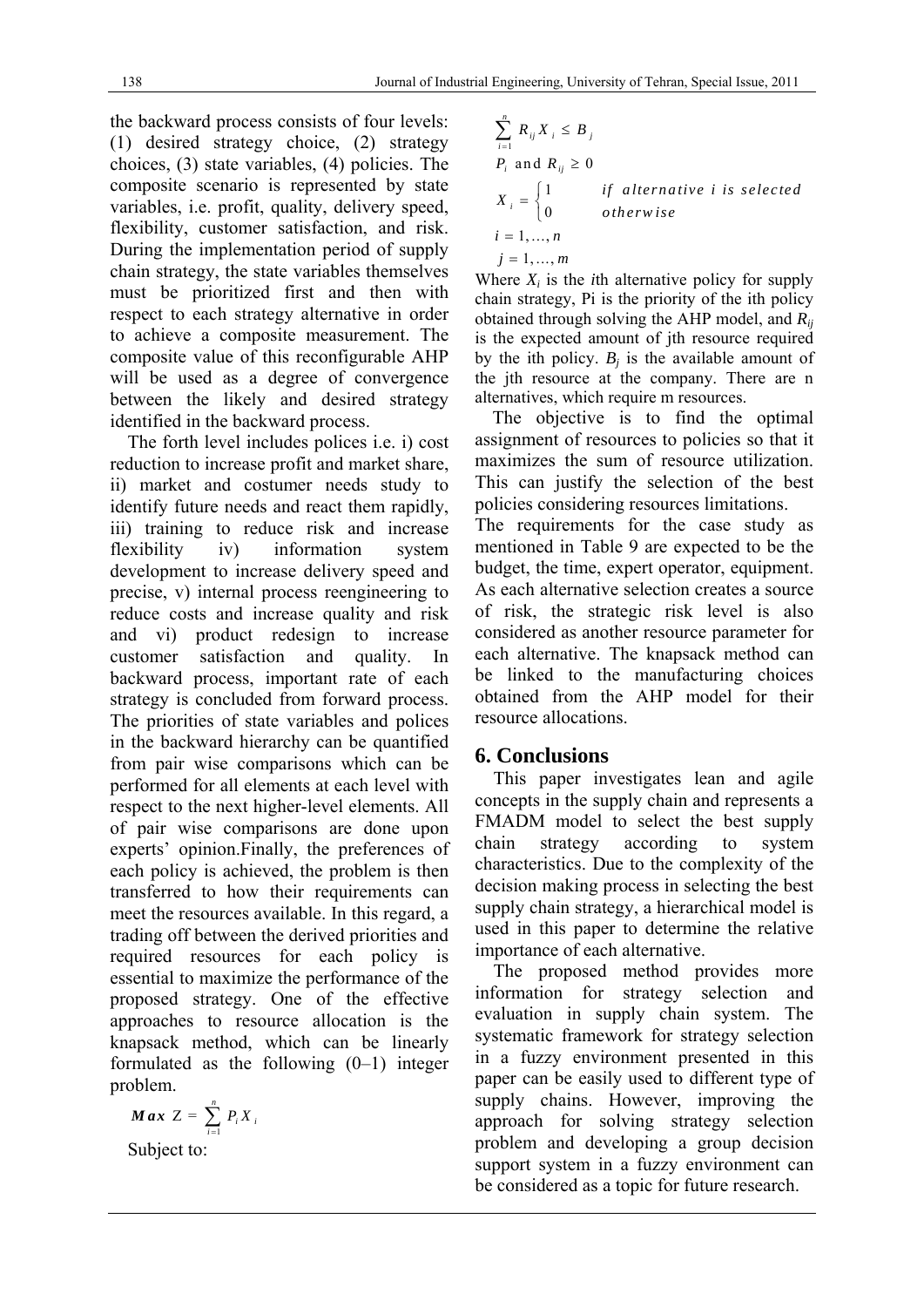the backward process consists of four levels: (1) desired strategy choice, (2) strategy choices, (3) state variables, (4) policies. The composite scenario is represented by state variables, i.e. profit, quality, delivery speed, flexibility, customer satisfaction, and risk. During the implementation period of supply chain strategy, the state variables themselves must be prioritized first and then with respect to each strategy alternative in order to achieve a composite measurement. The composite value of this reconfigurable AHP will be used as a degree of convergence between the likely and desired strategy identified in the backward process.

The forth level includes polices i.e. i) cost reduction to increase profit and market share, ii) market and costumer needs study to identify future needs and react them rapidly, iii) training to reduce risk and increase flexibility iv) information system development to increase delivery speed and precise, v) internal process reengineering to reduce costs and increase quality and risk and vi) product redesign to increase customer satisfaction and quality. In backward process, important rate of each strategy is concluded from forward process. The priorities of state variables and polices in the backward hierarchy can be quantified from pair wise comparisons which can be performed for all elements at each level with respect to the next higher-level elements. All of pair wise comparisons are done upon experts' opinion.Finally, the preferences of each policy is achieved, the problem is then transferred to how their requirements can meet the resources available. In this regard, a trading off between the derived priorities and required resources for each policy is essential to maximize the performance of the proposed strategy. One of the effective approaches to resource allocation is the knapsack method, which can be linearly formulated as the following (0–1) integer problem.

$$\textbf{Max } Z = \sum_{i=1}^{n} P_i X_i$$

Subject to:

$$\sum_{i=1}^{n} R_{ij} X_i \leq B_j$$

$$P_i \text{ and } R_{ij} \geq 0$$

$$X_i = \begin{cases} 1 & \textit{if alternative i is selected} \\ 0 & \textit{otherwise} \end{cases}$$

$$i = 1, \ldots, n$$

$$j = 1, \ldots, m$$

Where $X_i$ is the *i*th alternative policy for supply chain strategy, Pi is the priority of the ith policy obtained through solving the AHP model, and $R_{ij}$ is the expected amount of jth resource required by the ith policy. $B_j$ is the available amount of the jth resource at the company. There are n alternatives, which require m resources.

The objective is to find the optimal assignment of resources to policies so that it maximizes the sum of resource utilization. This can justify the selection of the best policies considering resources limitations.

The requirements for the case study as mentioned in Table 9 are expected to be the budget, the time, expert operator, equipment. As each alternative selection creates a source of risk, the strategic risk level is also considered as another resource parameter for each alternative. The knapsack method can be linked to the manufacturing choices obtained from the AHP model for their resource allocations.

## 6. Conclusions

This paper investigates lean and agile concepts in the supply chain and represents a FMADM model to select the best supply chain strategy according to system characteristics. Due to the complexity of the decision making process in selecting the best supply chain strategy, a hierarchical model is used in this paper to determine the relative importance of each alternative.

The proposed method provides more information for strategy selection and evaluation in supply chain system. The systematic framework for strategy selection in a fuzzy environment presented in this paper can be easily used to different type of supply chains. However, improving the approach for solving strategy selection problem and developing a group decision support system in a fuzzy environment can be considered as a topic for future research.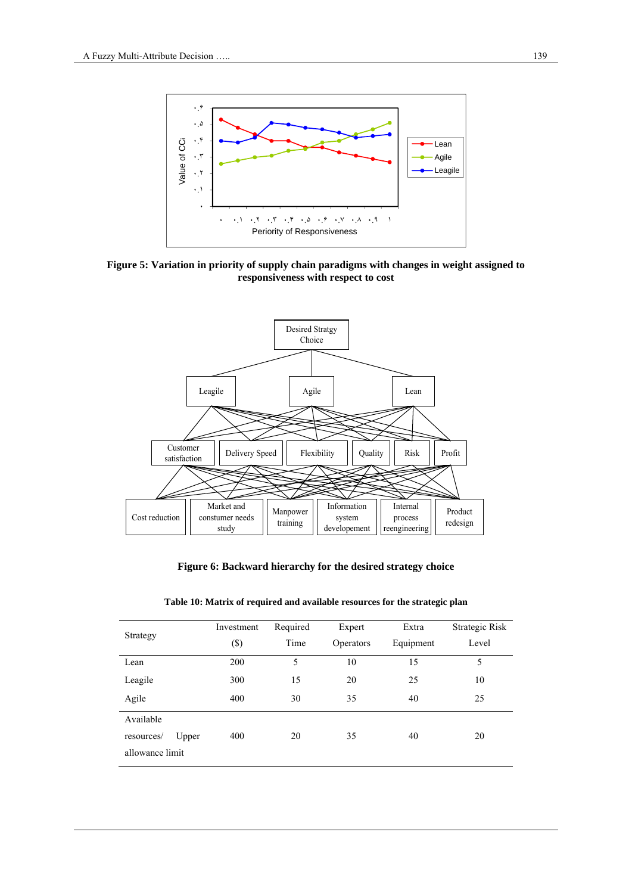**Figure 5: Variation in priority of supply chain paradigms with changes in weight assigned to responsiveness with respect to cost**

**Figure 6: Backward hierarchy for the desired strategy choice**

**Table 10: Matrix of required and available resources for the strategic plan**

| Strategy | Investment ($) | Required Time | Expert Operators | Extra Equipment | Strategic Risk Level |
|---|---|---|---|---|---|
| Lean | 200 | 5 | 10 | 15 | 5 |
| Leagile | 300 | 15 | 20 | 25 | 10 |
| Agile | 400 | 30 | 35 | 40 | 25 |
| Available resources/ Upper allowance limit | 400 | 20 | 35 | 40 | 20 |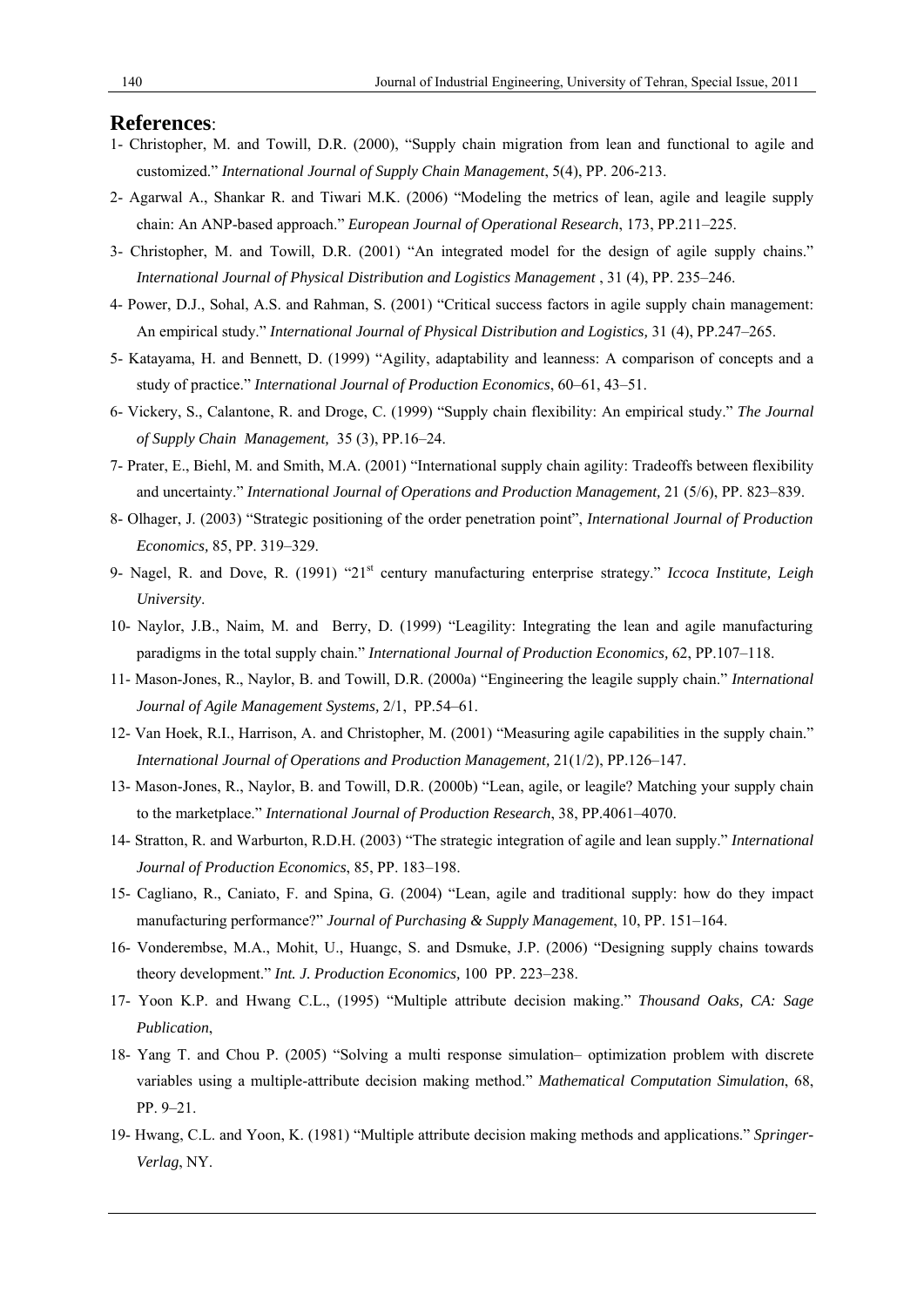## References:

1- Christopher, M. and Towill, D.R. (2000), "Supply chain migration from lean and functional to agile and customized." *International Journal of Supply Chain Management*, 5(4), PP. 206-213.

2- Agarwal A., Shankar R. and Tiwari M.K. (2006) "Modeling the metrics of lean, agile and leagile supply chain: An ANP-based approach." *European Journal of Operational Research*, 173, PP.211–225.

3- Christopher, M. and Towill, D.R. (2001) "An integrated model for the design of agile supply chains." *International Journal of Physical Distribution and Logistics Management* , 31 (4), PP. 235–246.

4- Power, D.J., Sohal, A.S. and Rahman, S. (2001) "Critical success factors in agile supply chain management: An empirical study." *International Journal of Physical Distribution and Logistics,* 31 (4), PP.247–265.

5- Katayama, H. and Bennett, D. (1999) "Agility, adaptability and leanness: A comparison of concepts and a study of practice." *International Journal of Production Economics*, 60–61, 43–51.

6- Vickery, S., Calantone, R. and Droge, C. (1999) "Supply chain flexibility: An empirical study." *The Journal of Supply Chain Management,* 35 (3), PP.16–24.

7- Prater, E., Biehl, M. and Smith, M.A. (2001) "International supply chain agility: Tradeoffs between flexibility and uncertainty." *International Journal of Operations and Production Management,* 21 (5/6), PP. 823–839.

8- Olhager, J. (2003) "Strategic positioning of the order penetration point", *International Journal of Production Economics,* 85, PP. 319–329.

9- Nagel, R. and Dove, R. (1991) "21st century manufacturing enterprise strategy." *Iccoca Institute, Leigh University*.

10- Naylor, J.B., Naim, M. and Berry, D. (1999) "Leagility: Integrating the lean and agile manufacturing paradigms in the total supply chain." *International Journal of Production Economics,* 62, PP.107–118.

11- Mason-Jones, R., Naylor, B. and Towill, D.R. (2000a) "Engineering the leagile supply chain." *International Journal of Agile Management Systems,* 2/1, PP.54–61.

12- Van Hoek, R.I., Harrison, A. and Christopher, M. (2001) "Measuring agile capabilities in the supply chain." *International Journal of Operations and Production Management,* 21(1/2), PP.126–147.

13- Mason-Jones, R., Naylor, B. and Towill, D.R. (2000b) "Lean, agile, or leagile? Matching your supply chain to the marketplace." *International Journal of Production Research*, 38, PP.4061–4070.

14- Stratton, R. and Warburton, R.D.H. (2003) "The strategic integration of agile and lean supply." *International Journal of Production Economics*, 85, PP. 183–198.

15- Cagliano, R., Caniato, F. and Spina, G. (2004) "Lean, agile and traditional supply: how do they impact manufacturing performance?" *Journal of Purchasing & Supply Management*, 10, PP. 151–164.

16- Vonderembse, M.A., Mohit, U., Huangc, S. and Dsmuke, J.P. (2006) "Designing supply chains towards theory development." *Int. J. Production Economics,* 100 PP. 223–238.

17- Yoon K.P. and Hwang C.L., (1995) "Multiple attribute decision making." *Thousand Oaks, CA: Sage Publication*,

18- Yang T. and Chou P. (2005) "Solving a multi response simulation– optimization problem with discrete variables using a multiple-attribute decision making method." *Mathematical Computation Simulation*, 68, PP. 9–21.

19- Hwang, C.L. and Yoon, K. (1981) "Multiple attribute decision making methods and applications." *Springer-Verlag*, NY.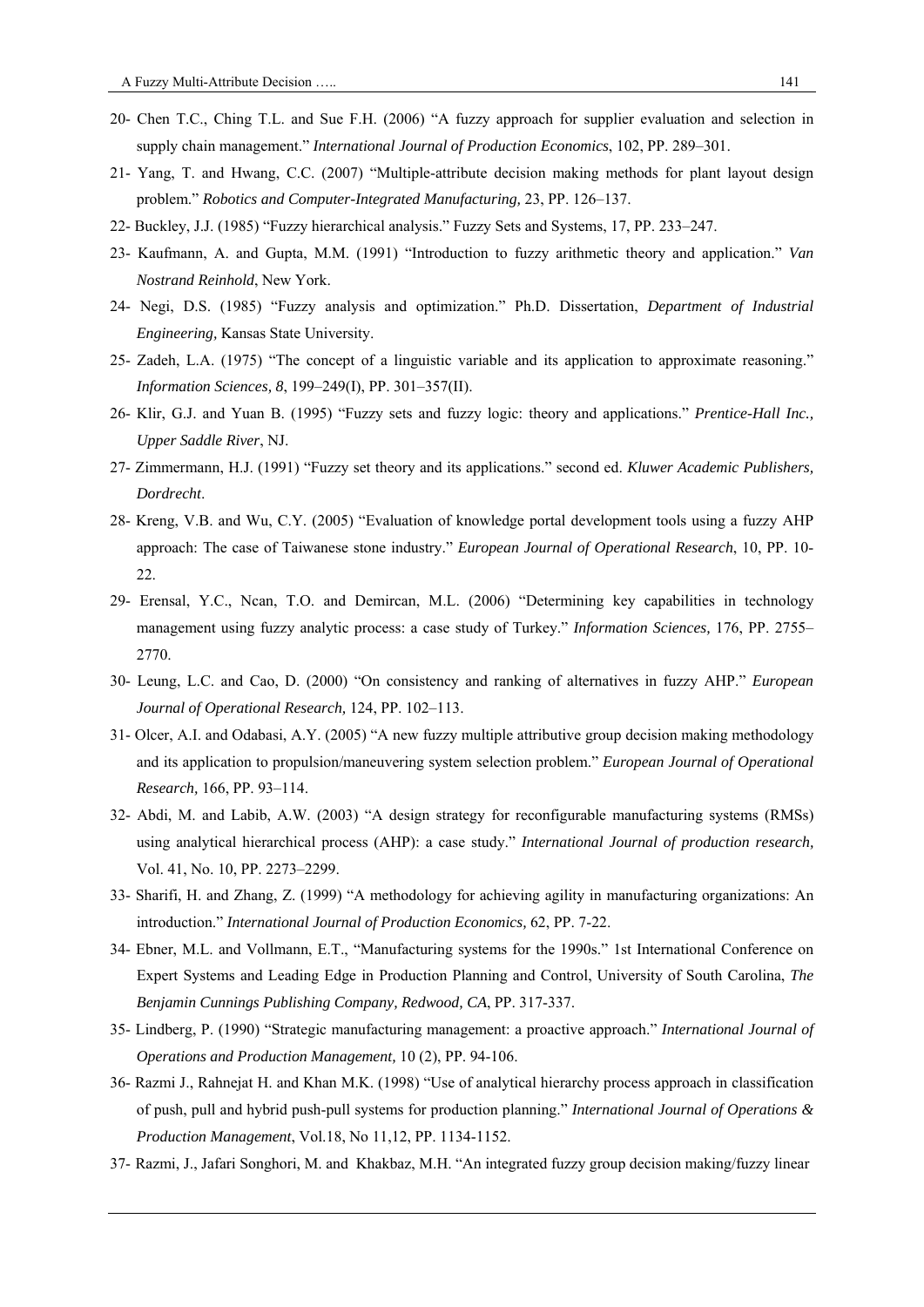20- Chen T.C., Ching T.L. and Sue F.H. (2006) "A fuzzy approach for supplier evaluation and selection in supply chain management." *International Journal of Production Economics*, 102, PP. 289–301.

21- Yang, T. and Hwang, C.C. (2007) "Multiple-attribute decision making methods for plant layout design problem." *Robotics and Computer-Integrated Manufacturing,* 23, PP. 126–137.

22- Buckley, J.J. (1985) "Fuzzy hierarchical analysis." Fuzzy Sets and Systems, 17, PP. 233–247.

23- Kaufmann, A. and Gupta, M.M. (1991) "Introduction to fuzzy arithmetic theory and application." *Van Nostrand Reinhold*, New York.

24- Negi, D.S. (1985) "Fuzzy analysis and optimization." Ph.D. Dissertation, *Department of Industrial Engineering,* Kansas State University.

25- Zadeh, L.A. (1975) "The concept of a linguistic variable and its application to approximate reasoning." *Information Sciences, 8*, 199–249(I), PP. 301–357(II).

26- Klir, G.J. and Yuan B. (1995) "Fuzzy sets and fuzzy logic: theory and applications." *Prentice-Hall Inc., Upper Saddle River*, NJ.

27- Zimmermann, H.J. (1991) "Fuzzy set theory and its applications." second ed. *Kluwer Academic Publishers, Dordrecht*.

28- Kreng, V.B. and Wu, C.Y. (2005) "Evaluation of knowledge portal development tools using a fuzzy AHP approach: The case of Taiwanese stone industry." *European Journal of Operational Research*, 10, PP. 10-22.

29- Erensal, Y.C., Ncan, T.O. and Demircan, M.L. (2006) "Determining key capabilities in technology management using fuzzy analytic process: a case study of Turkey." *Information Sciences,* 176, PP. 2755–2770.

30- Leung, L.C. and Cao, D. (2000) "On consistency and ranking of alternatives in fuzzy AHP." *European Journal of Operational Research,* 124, PP. 102–113.

31- Olcer, A.I. and Odabasi, A.Y. (2005) "A new fuzzy multiple attributive group decision making methodology and its application to propulsion/maneuvering system selection problem." *European Journal of Operational Research,* 166, PP. 93–114.

32- Abdi, M. and Labib, A.W. (2003) "A design strategy for reconfigurable manufacturing systems (RMSs) using analytical hierarchical process (AHP): a case study." *International Journal of production research,* Vol. 41, No. 10, PP. 2273–2299.

33- Sharifi, H. and Zhang, Z. (1999) "A methodology for achieving agility in manufacturing organizations: An introduction." *International Journal of Production Economics*, 62, PP. 7-22.

34- Ebner, M.L. and Vollmann, E.T., "Manufacturing systems for the 1990s." 1st International Conference on Expert Systems and Leading Edge in Production Planning and Control, University of South Carolina, *The Benjamin Cunnings Publishing Company, Redwood, CA*, PP. 317-337.

35- Lindberg, P. (1990) "Strategic manufacturing management: a proactive approach." *International Journal of Operations and Production Management*, 10 (2), PP. 94-106.

36- Razmi J., Rahnejat H. and Khan M.K. (1998) "Use of analytical hierarchy process approach in classification of push, pull and hybrid push-pull systems for production planning." *International Journal of Operations & Production Management*, Vol.18, No 11,12, PP. 1134-1152.

37- Razmi, J., Jafari Songhori, M. and Khakbaz, M.H. "An integrated fuzzy group decision making/fuzzy linear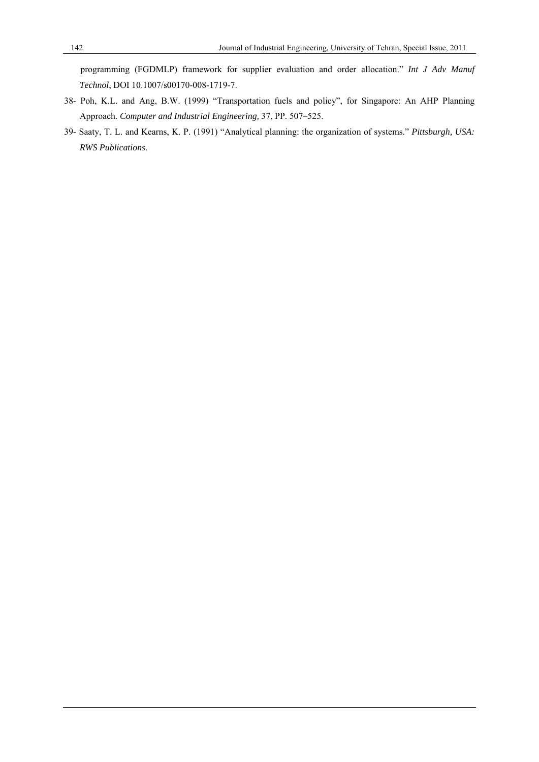programming (FGDMLP) framework for supplier evaluation and order allocation." *Int J Adv Manuf Technol*, DOI 10.1007/s00170-008-1719-7.

38- Poh, K.L. and Ang, B.W. (1999) "Transportation fuels and policy", for Singapore: An AHP Planning Approach. *Computer and Industrial Engineering,* 37, PP. 507–525.

39- Saaty, T. L. and Kearns, K. P. (1991) "Analytical planning: the organization of systems." *Pittsburgh, USA: RWS Publications*.